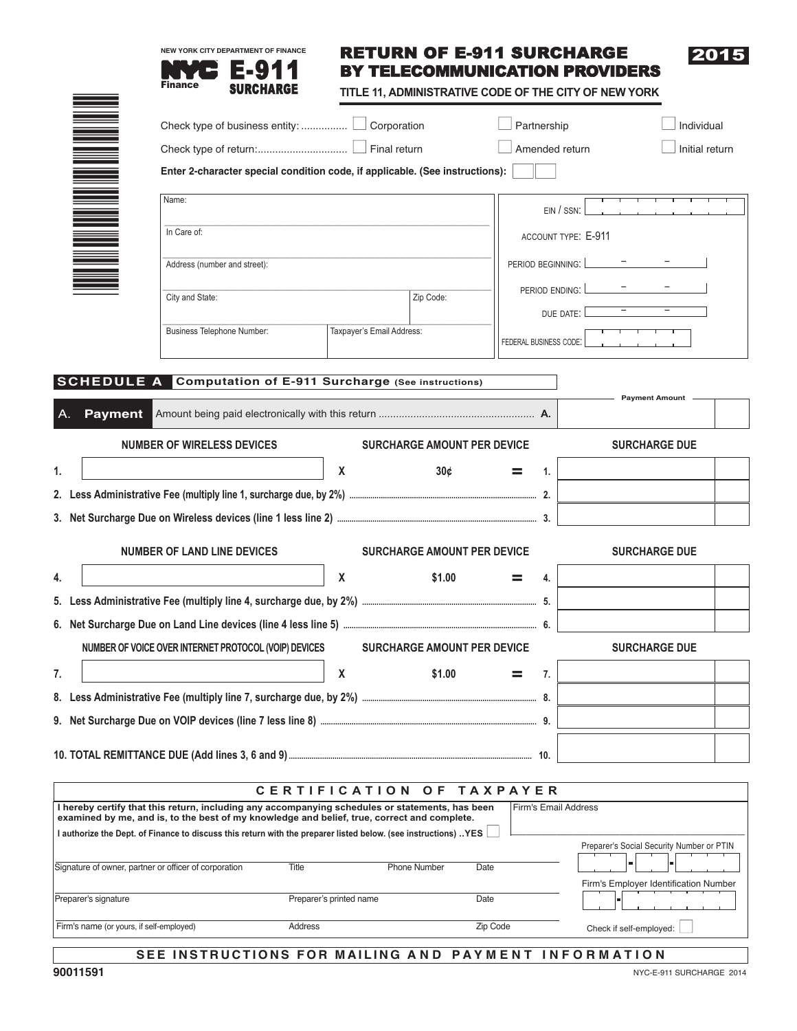NEW YORK CITY DEPARTMENT OF FINANCE

**NYC Finance**

# E-911 SURCHARGE

# RETURN OF E-911 SURCHARGE BY TELECOMMUNICATION PROVIDERS

**2015**

**TITLE 11, ADMINISTRATIVE CODE OF THE CITY OF NEW YORK**

Check type of business entity: ☐ Corporation ☐ Partnership ☐ Individual

Check type of return: ☐ Final return ☐ Amended return ☐ Initial return

**Enter 2-character special condition code, if applicable. (See instructions):** ☐☐

| | |
|---|---|
| Name: | EIN / SSN: |
| In Care of: | ACCOUNT TYPE: E-911 |
| Address (number and street): | PERIOD BEGINNING: – – |
| City and State: / Zip Code: | PERIOD ENDING: – – |
| | DUE DATE: – – |
| Business Telephone Number: / Taxpayer's Email Address: | FEDERAL BUSINESS CODE: |

## SCHEDULE A Computation of E-911 Surcharge (See instructions)

| | | | Payment Amount |
|---|---|---|---|
| **A. Payment** | Amount being paid electronically with this return | **A.** | |

| | NUMBER OF WIRELESS DEVICES | | SURCHARGE AMOUNT PER DEVICE | | | SURCHARGE DUE |
|---|---|---|---|---|---|---|
| 1. | | X | 30¢ | = | 1. | |
| 2. | Less Administrative Fee (multiply line 1, surcharge due, by 2%) | | | | 2. | |
| 3. | Net Surcharge Due on Wireless devices (line 1 less line 2) | | | | 3. | |

| | NUMBER OF LAND LINE DEVICES | | SURCHARGE AMOUNT PER DEVICE | | | SURCHARGE DUE |
|---|---|---|---|---|---|---|
| 4. | | X | $1.00 | = | 4. | |
| 5. | Less Administrative Fee (multiply line 4, surcharge due, by 2%) | | | | 5. | |
| 6. | Net Surcharge Due on Land Line devices (line 4 less line 5) | | | | 6. | |

| | NUMBER OF VOICE OVER INTERNET PROTOCOL (VOIP) DEVICES | | SURCHARGE AMOUNT PER DEVICE | | | SURCHARGE DUE |
|---|---|---|---|---|---|---|
| 7. | | X | $1.00 | = | 7. | |
| 8. | Less Administrative Fee (multiply line 7, surcharge due, by 2%) | | | | 8. | |
| 9. | Net Surcharge Due on VOIP devices (line 7 less line 8) | | | | 9. | |

| | | |
|---|---|---|
| **10. TOTAL REMITTANCE DUE (Add lines 3, 6 and 9)** | 10. | |

## CERTIFICATION OF TAXPAYER

**I hereby certify that this return, including any accompanying schedules or statements, has been examined by me, and is, to the best of my knowledge and belief, true, correct and complete.**

**I authorize the Dept. of Finance to discuss this return with the preparer listed below. (see instructions) ..YES** ☐

Firm's Email Address

Signature of owner, partner or officer of corporation | Title | Phone Number | Date

Preparer's Social Security Number or PTIN

Preparer's signature | Preparer's printed name | Date

Firm's Employer Identification Number

Firm's name (or yours, if self-employed) | Address | Zip Code

Check if self-employed: ☐

**SEE INSTRUCTIONS FOR MAILING AND PAYMENT INFORMATION**

90011591

NYC-E-911 SURCHARGE 2014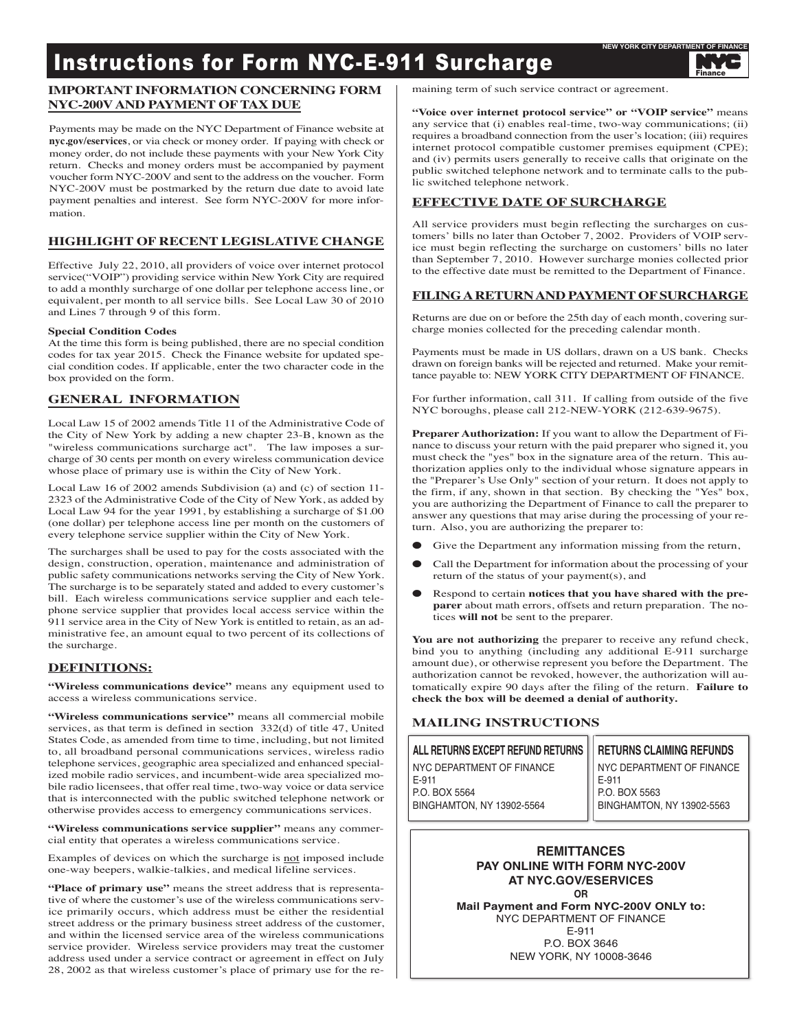# Instructions for Form NYC-E-911 Surcharge

## IMPORTANT INFORMATION CONCERNING FORM NYC-200V AND PAYMENT OF TAX DUE

Payments may be made on the NYC Department of Finance website at **nyc.gov/eservices**, or via check or money order. If paying with check or money order, do not include these payments with your New York City return. Checks and money orders must be accompanied by payment voucher form NYC-200V and sent to the address on the voucher. Form NYC-200V must be postmarked by the return due date to avoid late payment penalties and interest. See form NYC-200V for more information.

## HIGHLIGHT OF RECENT LEGISLATIVE CHANGE

Effective July 22, 2010, all providers of voice over internet protocol service("VOIP") providing service within New York City are required to add a monthly surcharge of one dollar per telephone access line, or equivalent, per month to all service bills. See Local Law 30 of 2010 and Lines 7 through 9 of this form.

**Special Condition Codes**

At the time this form is being published, there are no special condition codes for tax year 2015. Check the Finance website for updated special condition codes. If applicable, enter the two character code in the box provided on the form.

## GENERAL INFORMATION

Local Law 15 of 2002 amends Title 11 of the Administrative Code of the City of New York by adding a new chapter 23-B, known as the "wireless communications surcharge act". The law imposes a surcharge of 30 cents per month on every wireless communication device whose place of primary use is within the City of New York.

Local Law 16 of 2002 amends Subdivision (a) and (c) of section 11-2323 of the Administrative Code of the City of New York, as added by Local Law 94 for the year 1991, by establishing a surcharge of $1.00 (one dollar) per telephone access line per month on the customers of every telephone service supplier within the City of New York.

The surcharges shall be used to pay for the costs associated with the design, construction, operation, maintenance and administration of public safety communications networks serving the City of New York. The surcharge is to be separately stated and added to every customer's bill. Each wireless communications service supplier and each telephone service supplier that provides local access service within the 911 service area in the City of New York is entitled to retain, as an administrative fee, an amount equal to two percent of its collections of the surcharge.

## DEFINITIONS:

**"Wireless communications device"** means any equipment used to access a wireless communications service.

**"Wireless communications service"** means all commercial mobile services, as that term is defined in section 332(d) of title 47, United States Code, as amended from time to time, including, but not limited to, all broadband personal communications services, wireless radio telephone services, geographic area specialized and enhanced specialized mobile radio services, and incumbent-wide area specialized mobile radio licensees, that offer real time, two-way voice or data service that is interconnected with the public switched telephone network or otherwise provides access to emergency communications services.

**"Wireless communications service supplier"** means any commercial entity that operates a wireless communications service.

Examples of devices on which the surcharge is not imposed include one-way beepers, walkie-talkies, and medical lifeline services.

**"Place of primary use"** means the street address that is representative of where the customer's use of the wireless communications service primarily occurs, which address must be either the residential street address or the primary business street address of the customer, and within the licensed service area of the wireless communications service provider. Wireless service providers may treat the customer address used under a service contract or agreement in effect on July 28, 2002 as that wireless customer's place of primary use for the remaining term of such service contract or agreement.

**"Voice over internet protocol service" or "VOIP service"** means any service that (i) enables real-time, two-way communications; (ii) requires a broadband connection from the user's location; (iii) requires internet protocol compatible customer premises equipment (CPE); and (iv) permits users generally to receive calls that originate on the public switched telephone network and to terminate calls to the public switched telephone network.

## EFFECTIVE DATE OF SURCHARGE

All service providers must begin reflecting the surcharges on customers' bills no later than October 7, 2002. Providers of VOIP service must begin reflecting the surcharge on customers' bills no later than September 7, 2010. However surcharge monies collected prior to the effective date must be remitted to the Department of Finance.

## FILING A RETURN AND PAYMENT OF SURCHARGE

Returns are due on or before the 25th day of each month, covering surcharge monies collected for the preceding calendar month.

Payments must be made in US dollars, drawn on a US bank. Checks drawn on foreign banks will be rejected and returned. Make your remittance payable to: NEW YORK CITY DEPARTMENT OF FINANCE.

For further information, call 311. If calling from outside of the five NYC boroughs, please call 212-NEW-YORK (212-639-9675).

**Preparer Authorization:** If you want to allow the Department of Finance to discuss your return with the paid preparer who signed it, you must check the "yes" box in the signature area of the return. This authorization applies only to the individual whose signature appears in the "Preparer's Use Only" section of your return. It does not apply to the firm, if any, shown in that section. By checking the "Yes" box, you are authorizing the Department of Finance to call the preparer to answer any questions that may arise during the processing of your return. Also, you are authorizing the preparer to:

- Give the Department any information missing from the return,
- Call the Department for information about the processing of your return of the status of your payment(s), and
- Respond to certain **notices that you have shared with the preparer** about math errors, offsets and return preparation. The notices **will not** be sent to the preparer.

**You are not authorizing** the preparer to receive any refund check, bind you to anything (including any additional E-911 surcharge amount due), or otherwise represent you before the Department. The authorization cannot be revoked, however, the authorization will automatically expire 90 days after the filing of the return. **Failure to check the box will be deemed a denial of authority.**

## MAILING INSTRUCTIONS

| ALL RETURNS EXCEPT REFUND RETURNS | RETURNS CLAIMING REFUNDS |
|---|---|
| NYC DEPARTMENT OF FINANCE<br>E-911<br>P.O. BOX 5564<br>BINGHAMTON, NY 13902-5564 | NYC DEPARTMENT OF FINANCE<br>E-911<br>P.O. BOX 5563<br>BINGHAMTON, NY 13902-5563 |

**REMITTANCES**

**PAY ONLINE WITH FORM NYC-200V AT NYC.GOV/ESERVICES**

**OR**

**Mail Payment and Form NYC-200V ONLY to:**

NYC DEPARTMENT OF FINANCE
E-911
P.O. BOX 3646
NEW YORK, NY 10008-3646